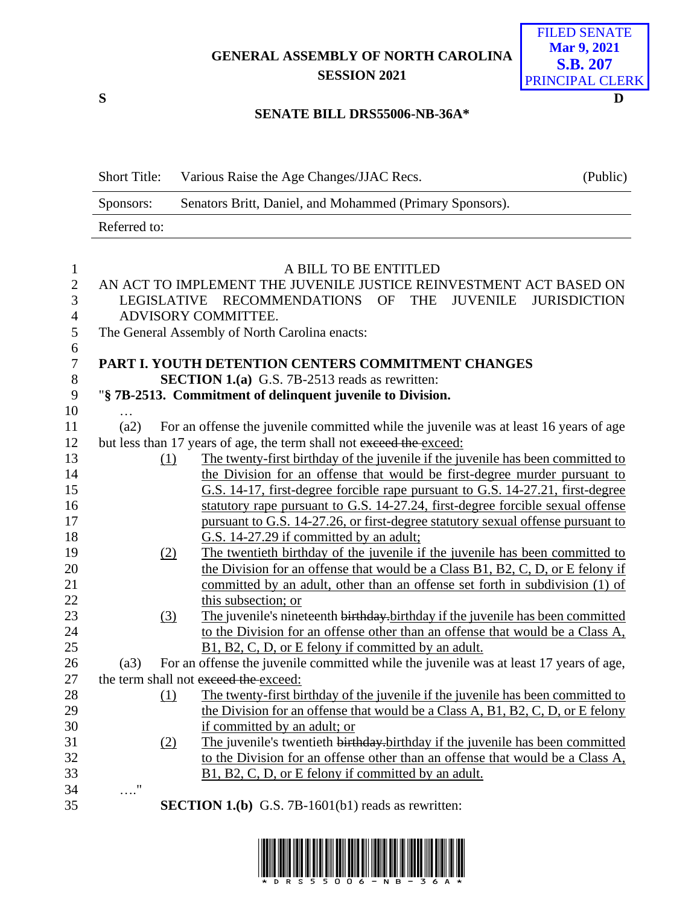GENERAL ASSEMBLY OF NORTH CAROLINA
SESSION 2021

FILED SENATE
Mar 9, 2021
S.B. 207
PRINCIPAL CLERK

S D

**SENATE BILL DRS55006-NB-36A***

| Short Title: | Various Raise the Age Changes/JJAC Recs. | (Public) |
|---|---|---|
| Sponsors: | Senators Britt, Daniel, and Mohammed (Primary Sponsors). | |
| Referred to: | | |

A BILL TO BE ENTITLED

AN ACT TO IMPLEMENT THE JUVENILE JUSTICE REINVESTMENT ACT BASED ON LEGISLATIVE RECOMMENDATIONS OF THE JUVENILE JURISDICTION ADVISORY COMMITTEE.

The General Assembly of North Carolina enacts:

**PART I. YOUTH DETENTION CENTERS COMMITMENT CHANGES**

**SECTION 1.(a)** G.S. 7B-2513 reads as rewritten:

"**§ 7B-2513. Commitment of delinquent juvenile to Division.**

…

(a2) For an offense the juvenile committed while the juvenile was at least 16 years of age but less than 17 years of age, the term shall not ~~exceed the~~ exceed:

(1) The twenty-first birthday of the juvenile if the juvenile has been committed to the Division for an offense that would be first-degree murder pursuant to G.S. 14-17, first-degree forcible rape pursuant to G.S. 14-27.21, first-degree statutory rape pursuant to G.S. 14-27.24, first-degree forcible sexual offense pursuant to G.S. 14-27.26, or first-degree statutory sexual offense pursuant to G.S. 14-27.29 if committed by an adult;

(2) The twentieth birthday of the juvenile if the juvenile has been committed to the Division for an offense that would be a Class B1, B2, C, D, or E felony if committed by an adult, other than an offense set forth in subdivision (1) of this subsection; or

(3) The juvenile's nineteenth ~~birthday.~~birthday if the juvenile has been committed to the Division for an offense other than an offense that would be a Class A, B1, B2, C, D, or E felony if committed by an adult.

(a3) For an offense the juvenile committed while the juvenile was at least 17 years of age, the term shall not ~~exceed the~~ exceed:

(1) The twenty-first birthday of the juvenile if the juvenile has been committed to the Division for an offense that would be a Class A, B1, B2, C, D, or E felony if committed by an adult; or

(2) The juvenile's twentieth ~~birthday.~~birthday if the juvenile has been committed to the Division for an offense other than an offense that would be a Class A, B1, B2, C, D, or E felony if committed by an adult.

…."

**SECTION 1.(b)** G.S. 7B-1601(b1) reads as rewritten:

*DRS55006-NB-36A*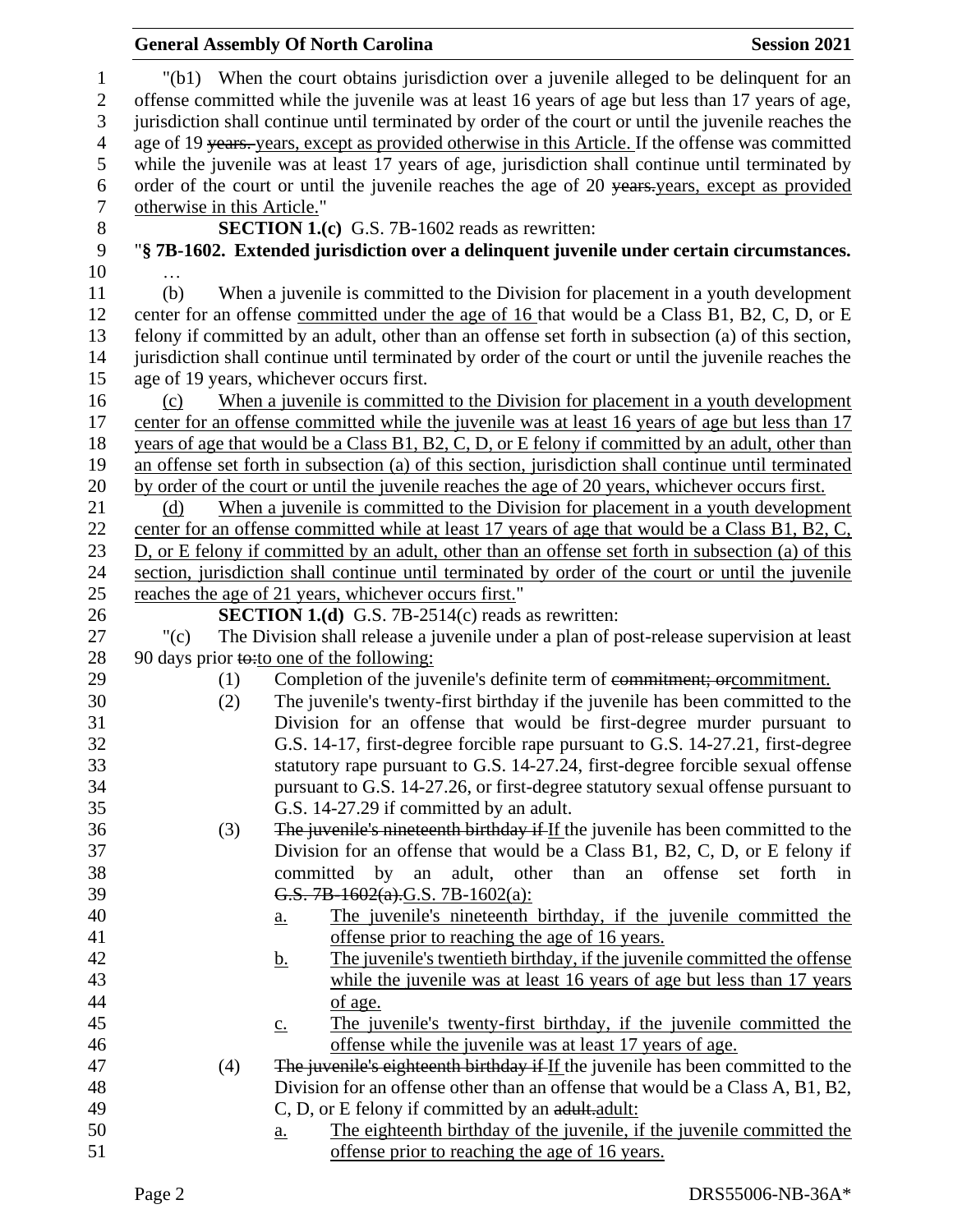"(b1) When the court obtains jurisdiction over a juvenile alleged to be delinquent for an offense committed while the juvenile was at least 16 years of age but less than 17 years of age, jurisdiction shall continue until terminated by order of the court or until the juvenile reaches the age of 19 ~~years.~~ years, except as provided otherwise in this Article. If the offense was committed while the juvenile was at least 17 years of age, jurisdiction shall continue until terminated by order of the court or until the juvenile reaches the age of 20 ~~years.~~years, except as provided otherwise in this Article."

**SECTION 1.(c)** G.S. 7B-1602 reads as rewritten:

"**§ 7B-1602. Extended jurisdiction over a delinquent juvenile under certain circumstances.**

…

(b) When a juvenile is committed to the Division for placement in a youth development center for an offense committed under the age of 16 that would be a Class B1, B2, C, D, or E felony if committed by an adult, other than an offense set forth in subsection (a) of this section, jurisdiction shall continue until terminated by order of the court or until the juvenile reaches the age of 19 years, whichever occurs first.

(c) When a juvenile is committed to the Division for placement in a youth development center for an offense committed while the juvenile was at least 16 years of age but less than 17 years of age that would be a Class B1, B2, C, D, or E felony if committed by an adult, other than an offense set forth in subsection (a) of this section, jurisdiction shall continue until terminated by order of the court or until the juvenile reaches the age of 20 years, whichever occurs first.

(d) When a juvenile is committed to the Division for placement in a youth development center for an offense committed while at least 17 years of age that would be a Class B1, B2, C, D, or E felony if committed by an adult, other than an offense set forth in subsection (a) of this section, jurisdiction shall continue until terminated by order of the court or until the juvenile reaches the age of 21 years, whichever occurs first."

**SECTION 1.(d)** G.S. 7B-2514(c) reads as rewritten:

"(c) The Division shall release a juvenile under a plan of post-release supervision at least 90 days prior ~~to:~~to one of the following:

(1) Completion of the juvenile's definite term of ~~commitment; or~~commitment.

(2) The juvenile's twenty-first birthday if the juvenile has been committed to the Division for an offense that would be first-degree murder pursuant to G.S. 14-17, first-degree forcible rape pursuant to G.S. 14-27.21, first-degree statutory rape pursuant to G.S. 14-27.24, first-degree forcible sexual offense pursuant to G.S. 14-27.26, or first-degree statutory sexual offense pursuant to G.S. 14-27.29 if committed by an adult.

(3) ~~The juvenile's nineteenth birthday if~~ If the juvenile has been committed to the Division for an offense that would be a Class B1, B2, C, D, or E felony if committed by an adult, other than an offense set forth in ~~G.S. 7B-1602(a).~~G.S. 7B-1602(a):

a. The juvenile's nineteenth birthday, if the juvenile committed the offense prior to reaching the age of 16 years.

b. The juvenile's twentieth birthday, if the juvenile committed the offense while the juvenile was at least 16 years of age but less than 17 years of age.

c. The juvenile's twenty-first birthday, if the juvenile committed the offense while the juvenile was at least 17 years of age.

(4) ~~The juvenile's eighteenth birthday if~~ If the juvenile has been committed to the Division for an offense other than an offense that would be a Class A, B1, B2, C, D, or E felony if committed by an ~~adult.~~adult:

a. The eighteenth birthday of the juvenile, if the juvenile committed the offense prior to reaching the age of 16 years.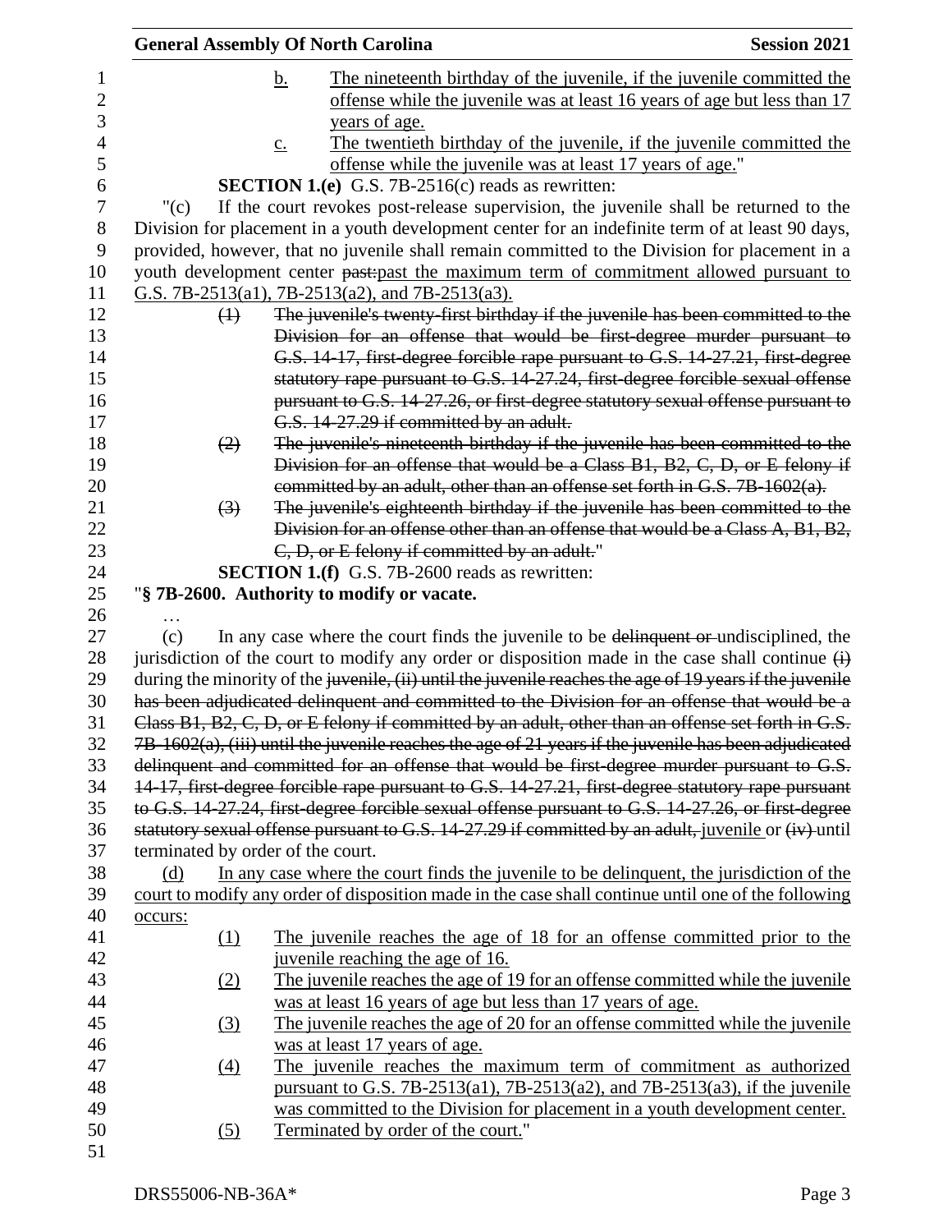b. The nineteenth birthday of the juvenile, if the juvenile committed the offense while the juvenile was at least 16 years of age but less than 17 years of age.

c. The twentieth birthday of the juvenile, if the juvenile committed the offense while the juvenile was at least 17 years of age."

**SECTION 1.(e)** G.S. 7B-2516(c) reads as rewritten:

"(c) If the court revokes post-release supervision, the juvenile shall be returned to the Division for placement in a youth development center for an indefinite term of at least 90 days, provided, however, that no juvenile shall remain committed to the Division for placement in a youth development center ~~past:~~past the maximum term of commitment allowed pursuant to G.S. 7B-2513(a1), 7B-2513(a2), and 7B-2513(a3).

~~(1) The juvenile's twenty-first birthday if the juvenile has been committed to the Division for an offense that would be first-degree murder pursuant to G.S. 14-17, first-degree forcible rape pursuant to G.S. 14-27.21, first-degree statutory rape pursuant to G.S. 14-27.24, first-degree forcible sexual offense pursuant to G.S. 14-27.26, or first-degree statutory sexual offense pursuant to G.S. 14-27.29 if committed by an adult.~~

~~(2) The juvenile's nineteenth birthday if the juvenile has been committed to the Division for an offense that would be a Class B1, B2, C, D, or E felony if committed by an adult, other than an offense set forth in G.S. 7B-1602(a).~~

~~(3) The juvenile's eighteenth birthday if the juvenile has been committed to the Division for an offense other than an offense that would be a Class A, B1, B2, C, D, or E felony if committed by an adult.~~"

**SECTION 1.(f)** G.S. 7B-2600 reads as rewritten:

"**§ 7B-2600. Authority to modify or vacate.**

…

(c) In any case where the court finds the juvenile to be ~~delinquent or~~ undisciplined, the jurisdiction of the court to modify any order or disposition made in the case shall continue ~~(i)~~ during the minority of the ~~juvenile, (ii) until the juvenile reaches the age of 19 years if the juvenile has been adjudicated delinquent and committed to the Division for an offense that would be a Class B1, B2, C, D, or E felony if committed by an adult, other than an offense set forth in G.S. 7B-1602(a), (iii) until the juvenile reaches the age of 21 years if the juvenile has been adjudicated delinquent and committed for an offense that would be first-degree murder pursuant to G.S. 14-17, first-degree forcible rape pursuant to G.S. 14-27.21, first-degree statutory rape pursuant to G.S. 14-27.24, first-degree forcible sexual offense pursuant to G.S. 14-27.26, or first-degree statutory sexual offense pursuant to G.S. 14-27.29 if committed by an adult,~~ juvenile or ~~(iv)~~ until terminated by order of the court.

(d) In any case where the court finds the juvenile to be delinquent, the jurisdiction of the court to modify any order of disposition made in the case shall continue until one of the following occurs:

(1) The juvenile reaches the age of 18 for an offense committed prior to the juvenile reaching the age of 16.

(2) The juvenile reaches the age of 19 for an offense committed while the juvenile was at least 16 years of age but less than 17 years of age.

(3) The juvenile reaches the age of 20 for an offense committed while the juvenile was at least 17 years of age.

(4) The juvenile reaches the maximum term of commitment as authorized pursuant to G.S. 7B-2513(a1), 7B-2513(a2), and 7B-2513(a3), if the juvenile was committed to the Division for placement in a youth development center.

(5) Terminated by order of the court."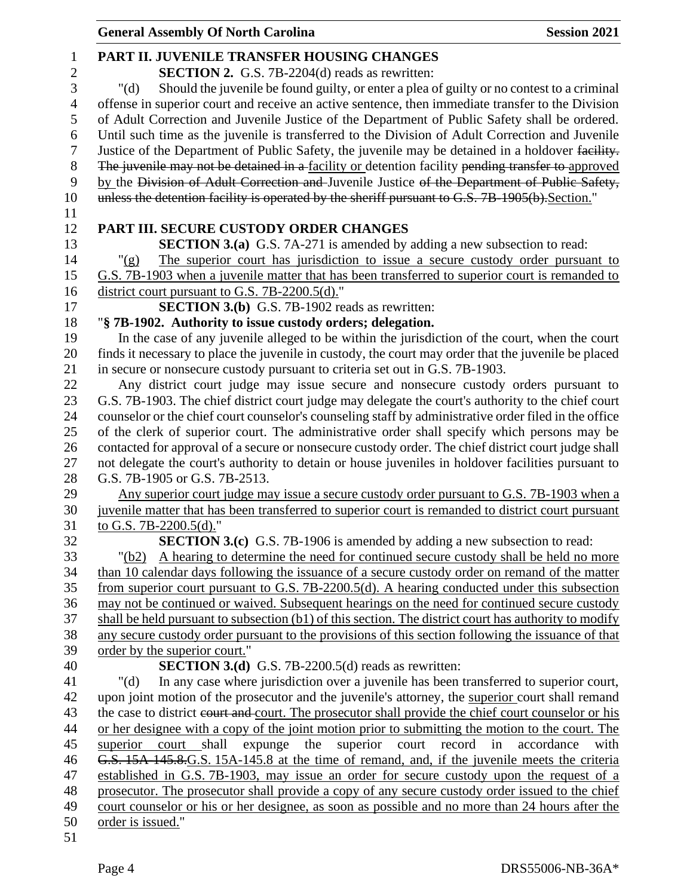**PART II. JUVENILE TRANSFER HOUSING CHANGES**

**SECTION 2.** G.S. 7B-2204(d) reads as rewritten:

"(d) Should the juvenile be found guilty, or enter a plea of guilty or no contest to a criminal offense in superior court and receive an active sentence, then immediate transfer to the Division of Adult Correction and Juvenile Justice of the Department of Public Safety shall be ordered. Until such time as the juvenile is transferred to the Division of Adult Correction and Juvenile Justice of the Department of Public Safety, the juvenile may be detained in a holdover ~~facility. The juvenile may not be detained in a~~ facility or detention facility ~~pending transfer to~~ approved by the ~~Division of Adult Correction and~~ Juvenile Justice ~~of the Department of Public Safety, unless the detention facility is operated by the sheriff pursuant to G.S. 7B-1905(b).~~Section."

**PART III. SECURE CUSTODY ORDER CHANGES**

**SECTION 3.(a)** G.S. 7A-271 is amended by adding a new subsection to read:

"(g) The superior court has jurisdiction to issue a secure custody order pursuant to G.S. 7B-1903 when a juvenile matter that has been transferred to superior court is remanded to district court pursuant to G.S. 7B-2200.5(d)."

**SECTION 3.(b)** G.S. 7B-1902 reads as rewritten:

"**§ 7B-1902. Authority to issue custody orders; delegation.**

In the case of any juvenile alleged to be within the jurisdiction of the court, when the court finds it necessary to place the juvenile in custody, the court may order that the juvenile be placed in secure or nonsecure custody pursuant to criteria set out in G.S. 7B-1903.

Any district court judge may issue secure and nonsecure custody orders pursuant to G.S. 7B-1903. The chief district court judge may delegate the court's authority to the chief court counselor or the chief court counselor's counseling staff by administrative order filed in the office of the clerk of superior court. The administrative order shall specify which persons may be contacted for approval of a secure or nonsecure custody order. The chief district court judge shall not delegate the court's authority to detain or house juveniles in holdover facilities pursuant to G.S. 7B-1905 or G.S. 7B-2513.

Any superior court judge may issue a secure custody order pursuant to G.S. 7B-1903 when a juvenile matter that has been transferred to superior court is remanded to district court pursuant to G.S. 7B-2200.5(d)."

**SECTION 3.(c)** G.S. 7B-1906 is amended by adding a new subsection to read:

"(b2) A hearing to determine the need for continued secure custody shall be held no more than 10 calendar days following the issuance of a secure custody order on remand of the matter from superior court pursuant to G.S. 7B-2200.5(d). A hearing conducted under this subsection may not be continued or waived. Subsequent hearings on the need for continued secure custody shall be held pursuant to subsection (b1) of this section. The district court has authority to modify any secure custody order pursuant to the provisions of this section following the issuance of that order by the superior court."

**SECTION 3.(d)** G.S. 7B-2200.5(d) reads as rewritten:

"(d) In any case where jurisdiction over a juvenile has been transferred to superior court, upon joint motion of the prosecutor and the juvenile's attorney, the superior court shall remand the case to district ~~court and~~ court. The prosecutor shall provide the chief court counselor or his or her designee with a copy of the joint motion prior to submitting the motion to the court. The superior court shall expunge the superior court record in accordance with ~~G.S. 15A-145.8.~~G.S. 15A-145.8 at the time of remand, and, if the juvenile meets the criteria established in G.S. 7B-1903, may issue an order for secure custody upon the request of a prosecutor. The prosecutor shall provide a copy of any secure custody order issued to the chief court counselor or his or her designee, as soon as possible and no more than 24 hours after the order is issued."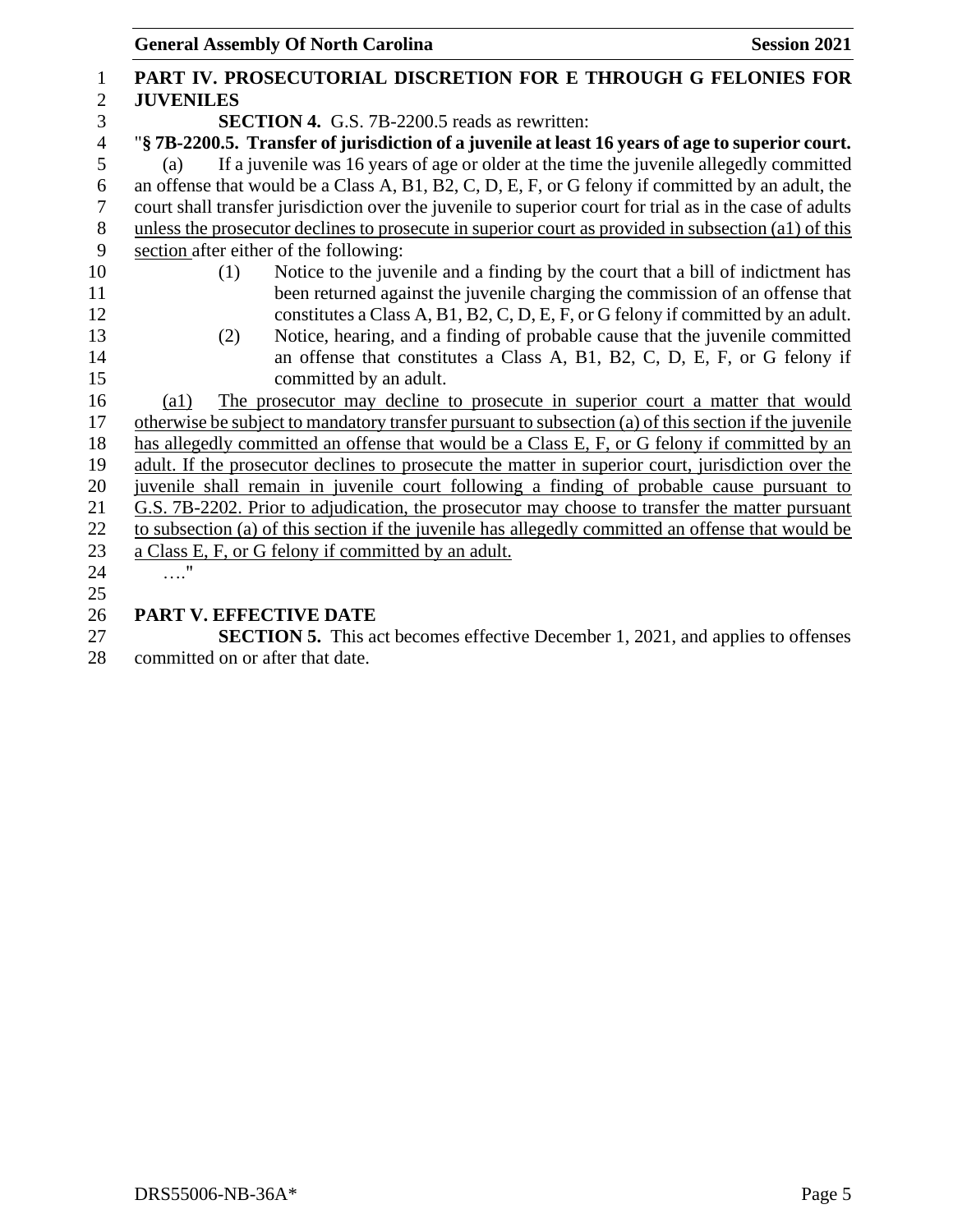**PART IV. PROSECUTORIAL DISCRETION FOR E THROUGH G FELONIES FOR JUVENILES**

**SECTION 4.** G.S. 7B-2200.5 reads as rewritten:

"**§ 7B-2200.5. Transfer of jurisdiction of a juvenile at least 16 years of age to superior court.**

(a) If a juvenile was 16 years of age or older at the time the juvenile allegedly committed an offense that would be a Class A, B1, B2, C, D, E, F, or G felony if committed by an adult, the court shall transfer jurisdiction over the juvenile to superior court for trial as in the case of adults unless the prosecutor declines to prosecute in superior court as provided in subsection (a1) of this section after either of the following:

(1) Notice to the juvenile and a finding by the court that a bill of indictment has been returned against the juvenile charging the commission of an offense that constitutes a Class A, B1, B2, C, D, E, F, or G felony if committed by an adult.

(2) Notice, hearing, and a finding of probable cause that the juvenile committed an offense that constitutes a Class A, B1, B2, C, D, E, F, or G felony if committed by an adult.

(a1) The prosecutor may decline to prosecute in superior court a matter that would otherwise be subject to mandatory transfer pursuant to subsection (a) of this section if the juvenile has allegedly committed an offense that would be a Class E, F, or G felony if committed by an adult. If the prosecutor declines to prosecute the matter in superior court, jurisdiction over the juvenile shall remain in juvenile court following a finding of probable cause pursuant to G.S. 7B-2202. Prior to adjudication, the prosecutor may choose to transfer the matter pursuant to subsection (a) of this section if the juvenile has allegedly committed an offense that would be a Class E, F, or G felony if committed by an adult.

…."

**PART V. EFFECTIVE DATE**

**SECTION 5.** This act becomes effective December 1, 2021, and applies to offenses committed on or after that date.